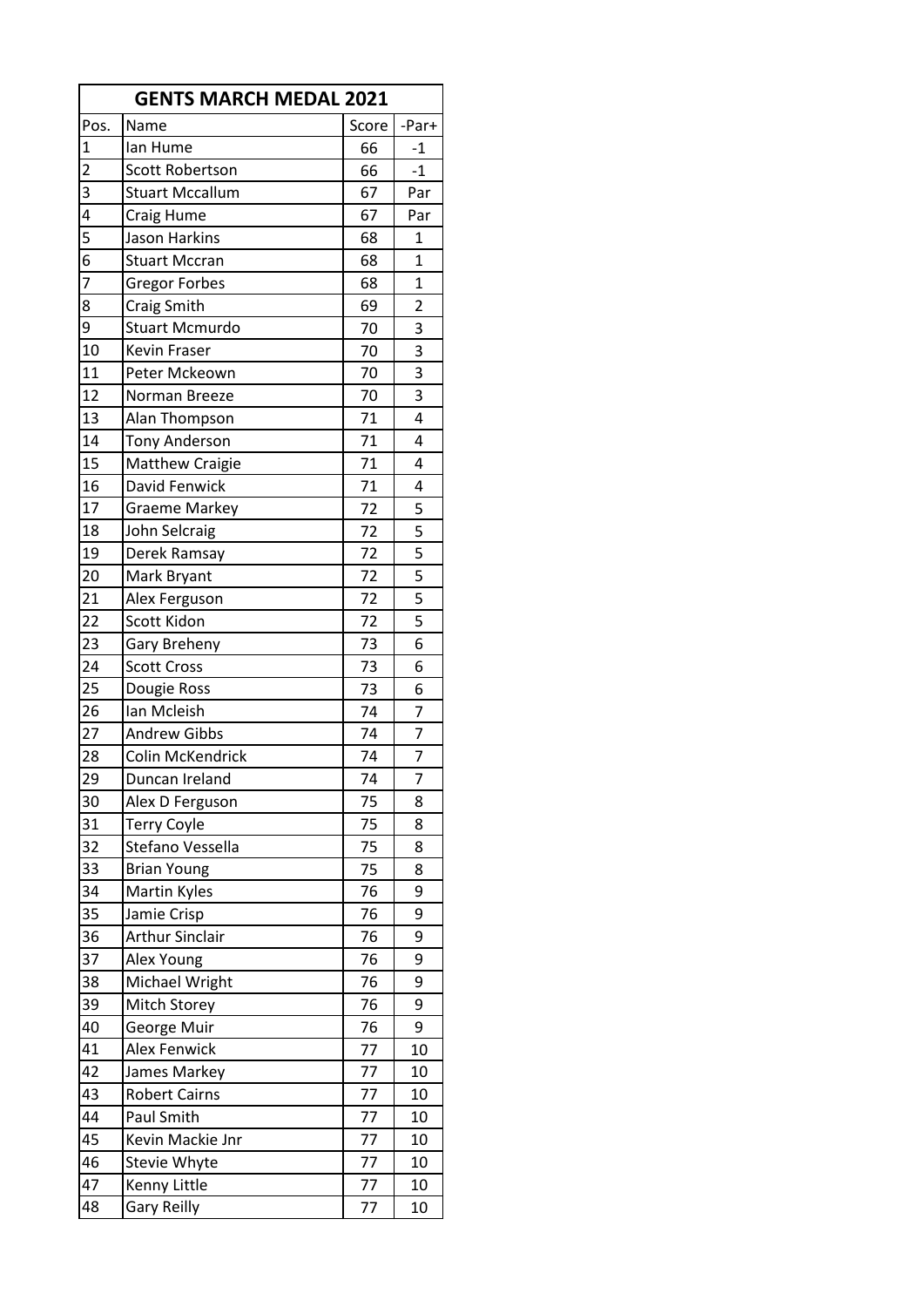| GENTS MARCH MEDAL 2021 | | | |
|---|---|---|---|
| Pos. | Name | Score | -Par+ |
| 1 | Ian Hume | 66 | -1 |
| 2 | Scott Robertson | 66 | -1 |
| 3 | Stuart Mccallum | 67 | Par |
| 4 | Craig Hume | 67 | Par |
| 5 | Jason Harkins | 68 | 1 |
| 6 | Stuart Mccran | 68 | 1 |
| 7 | Gregor Forbes | 68 | 1 |
| 8 | Craig Smith | 69 | 2 |
| 9 | Stuart Mcmurdo | 70 | 3 |
| 10 | Kevin Fraser | 70 | 3 |
| 11 | Peter Mckeown | 70 | 3 |
| 12 | Norman Breeze | 70 | 3 |
| 13 | Alan Thompson | 71 | 4 |
| 14 | Tony Anderson | 71 | 4 |
| 15 | Matthew Craigie | 71 | 4 |
| 16 | David Fenwick | 71 | 4 |
| 17 | Graeme Markey | 72 | 5 |
| 18 | John Selcraig | 72 | 5 |
| 19 | Derek Ramsay | 72 | 5 |
| 20 | Mark Bryant | 72 | 5 |
| 21 | Alex Ferguson | 72 | 5 |
| 22 | Scott Kidon | 72 | 5 |
| 23 | Gary Breheny | 73 | 6 |
| 24 | Scott Cross | 73 | 6 |
| 25 | Dougie Ross | 73 | 6 |
| 26 | Ian Mcleish | 74 | 7 |
| 27 | Andrew Gibbs | 74 | 7 |
| 28 | Colin McKendrick | 74 | 7 |
| 29 | Duncan Ireland | 74 | 7 |
| 30 | Alex D Ferguson | 75 | 8 |
| 31 | Terry Coyle | 75 | 8 |
| 32 | Stefano Vessella | 75 | 8 |
| 33 | Brian Young | 75 | 8 |
| 34 | Martin Kyles | 76 | 9 |
| 35 | Jamie Crisp | 76 | 9 |
| 36 | Arthur Sinclair | 76 | 9 |
| 37 | Alex Young | 76 | 9 |
| 38 | Michael Wright | 76 | 9 |
| 39 | Mitch Storey | 76 | 9 |
| 40 | George Muir | 76 | 9 |
| 41 | Alex Fenwick | 77 | 10 |
| 42 | James Markey | 77 | 10 |
| 43 | Robert Cairns | 77 | 10 |
| 44 | Paul Smith | 77 | 10 |
| 45 | Kevin Mackie Jnr | 77 | 10 |
| 46 | Stevie Whyte | 77 | 10 |
| 47 | Kenny Little | 77 | 10 |
| 48 | Gary Reilly | 77 | 10 |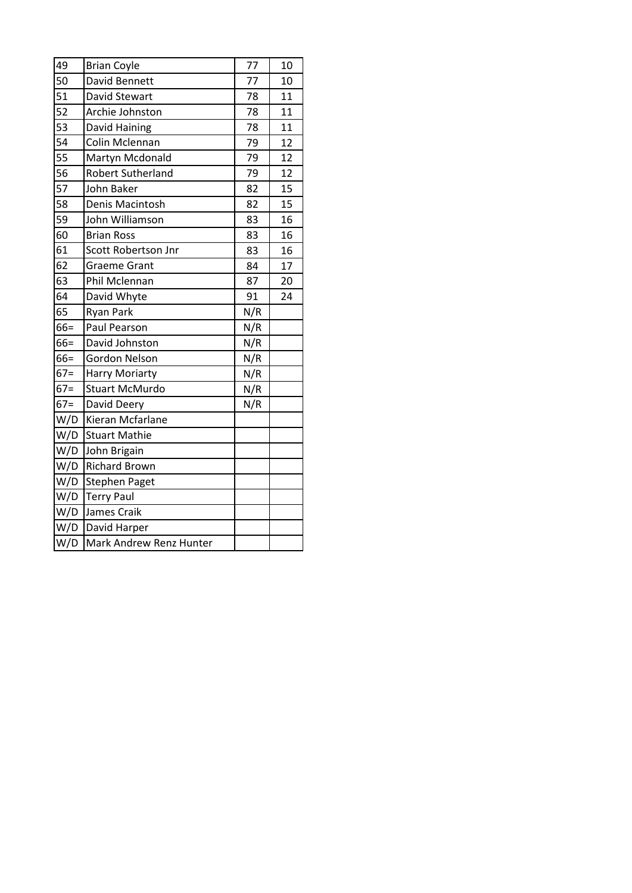| | | | |
|---|---|---|---|
| 49 | Brian Coyle | 77 | 10 |
| 50 | David Bennett | 77 | 10 |
| 51 | David Stewart | 78 | 11 |
| 52 | Archie Johnston | 78 | 11 |
| 53 | David Haining | 78 | 11 |
| 54 | Colin Mclennan | 79 | 12 |
| 55 | Martyn Mcdonald | 79 | 12 |
| 56 | Robert Sutherland | 79 | 12 |
| 57 | John Baker | 82 | 15 |
| 58 | Denis Macintosh | 82 | 15 |
| 59 | John Williamson | 83 | 16 |
| 60 | Brian Ross | 83 | 16 |
| 61 | Scott Robertson Jnr | 83 | 16 |
| 62 | Graeme Grant | 84 | 17 |
| 63 | Phil Mclennan | 87 | 20 |
| 64 | David Whyte | 91 | 24 |
| 65 | Ryan Park | N/R | |
| 66= | Paul Pearson | N/R | |
| 66= | David Johnston | N/R | |
| 66= | Gordon Nelson | N/R | |
| 67= | Harry Moriarty | N/R | |
| 67= | Stuart McMurdo | N/R | |
| 67= | David Deery | N/R | |
| W/D | Kieran Mcfarlane | | |
| W/D | Stuart Mathie | | |
| W/D | John Brigain | | |
| W/D | Richard Brown | | |
| W/D | Stephen Paget | | |
| W/D | Terry Paul | | |
| W/D | James Craik | | |
| W/D | David Harper | | |
| W/D | Mark Andrew Renz Hunter | | |